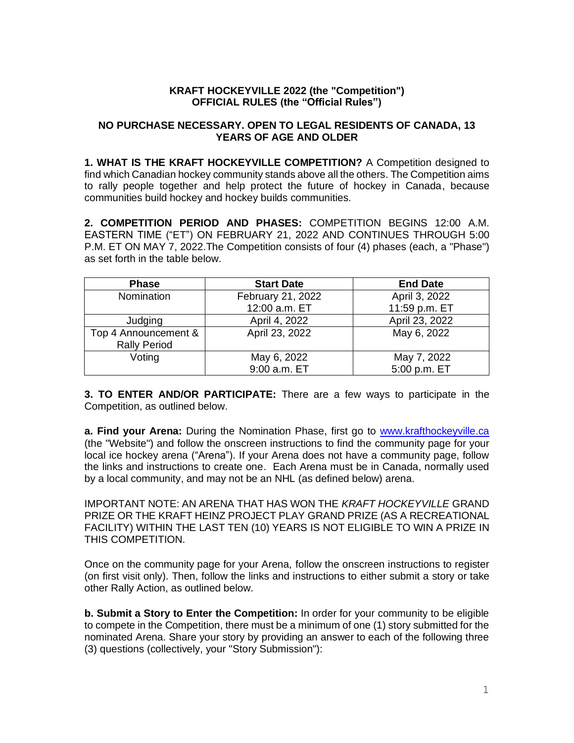# KRAFT HOCKEYVILLE 2022 (the "Competition")
# OFFICIAL RULES (the "Official Rules")

## NO PURCHASE NECESSARY. OPEN TO LEGAL RESIDENTS OF CANADA, 13 YEARS OF AGE AND OLDER

**1. WHAT IS THE KRAFT HOCKEYVILLE COMPETITION?** A Competition designed to find which Canadian hockey community stands above all the others. The Competition aims to rally people together and help protect the future of hockey in Canada, because communities build hockey and hockey builds communities.

**2. COMPETITION PERIOD AND PHASES:** COMPETITION BEGINS 12:00 A.M. EASTERN TIME ("ET") ON FEBRUARY 21, 2022 AND CONTINUES THROUGH 5:00 P.M. ET ON MAY 7, 2022.The Competition consists of four (4) phases (each, a "Phase") as set forth in the table below.

| Phase | Start Date | End Date |
|---|---|---|
| Nomination | February 21, 2022 12:00 a.m. ET | April 3, 2022 11:59 p.m. ET |
| Judging | April 4, 2022 | April 23, 2022 |
| Top 4 Announcement & Rally Period | April 23, 2022 | May 6, 2022 |
| Voting | May 6, 2022 9:00 a.m. ET | May 7, 2022 5:00 p.m. ET |

**3. TO ENTER AND/OR PARTICIPATE:** There are a few ways to participate in the Competition, as outlined below.

**a. Find your Arena:** During the Nomination Phase, first go to www.krafthockeyville.ca (the "Website") and follow the onscreen instructions to find the community page for your local ice hockey arena ("Arena"). If your Arena does not have a community page, follow the links and instructions to create one. Each Arena must be in Canada, normally used by a local community, and may not be an NHL (as defined below) arena.

IMPORTANT NOTE: AN ARENA THAT HAS WON THE *KRAFT HOCKEYVILLE* GRAND PRIZE OR THE KRAFT HEINZ PROJECT PLAY GRAND PRIZE (AS A RECREATIONAL FACILITY) WITHIN THE LAST TEN (10) YEARS IS NOT ELIGIBLE TO WIN A PRIZE IN THIS COMPETITION.

Once on the community page for your Arena, follow the onscreen instructions to register (on first visit only). Then, follow the links and instructions to either submit a story or take other Rally Action, as outlined below.

**b. Submit a Story to Enter the Competition:** In order for your community to be eligible to compete in the Competition, there must be a minimum of one (1) story submitted for the nominated Arena. Share your story by providing an answer to each of the following three (3) questions (collectively, your "Story Submission"):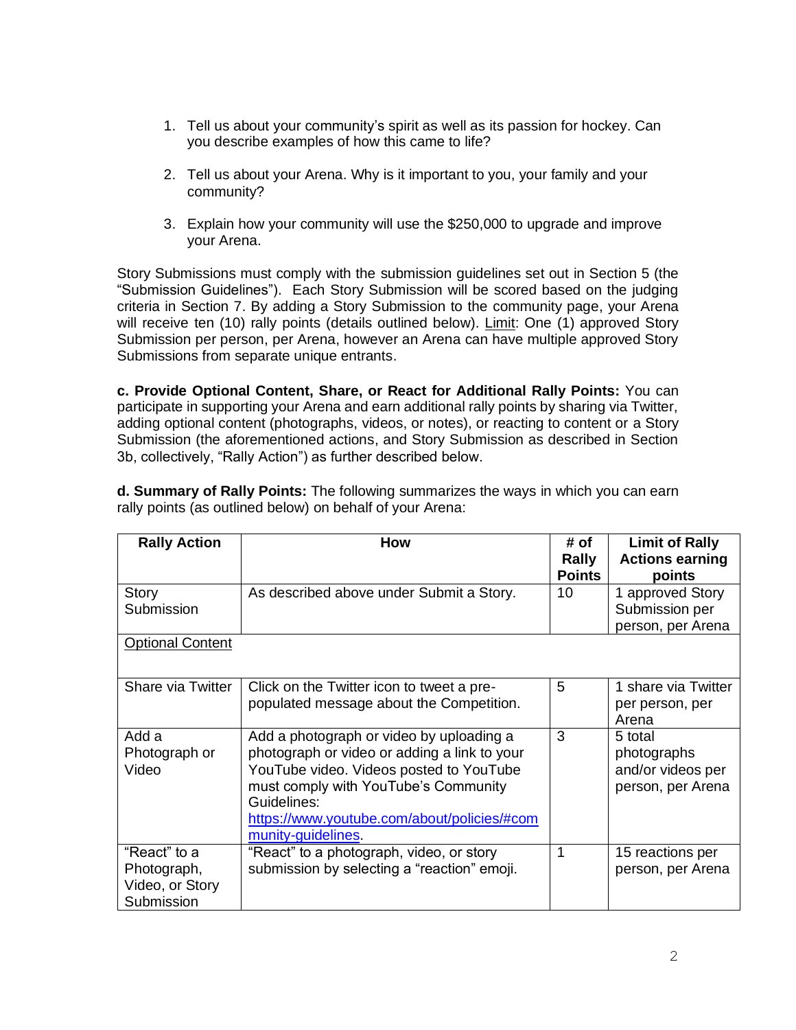1. Tell us about your community's spirit as well as its passion for hockey. Can you describe examples of how this came to life?

2. Tell us about your Arena. Why is it important to you, your family and your community?

3. Explain how your community will use the $250,000 to upgrade and improve your Arena.

Story Submissions must comply with the submission guidelines set out in Section 5 (the "Submission Guidelines"). Each Story Submission will be scored based on the judging criteria in Section 7. By adding a Story Submission to the community page, your Arena will receive ten (10) rally points (details outlined below). Limit: One (1) approved Story Submission per person, per Arena, however an Arena can have multiple approved Story Submissions from separate unique entrants.

**c. Provide Optional Content, Share, or React for Additional Rally Points:** You can participate in supporting your Arena and earn additional rally points by sharing via Twitter, adding optional content (photographs, videos, or notes), or reacting to content or a Story Submission (the aforementioned actions, and Story Submission as described in Section 3b, collectively, "Rally Action") as further described below.

**d. Summary of Rally Points:** The following summarizes the ways in which you can earn rally points (as outlined below) on behalf of your Arena:

| Rally Action | How | # of Rally Points | Limit of Rally Actions earning points |
|---|---|---|---|
| Story Submission | As described above under Submit a Story. | 10 | 1 approved Story Submission per person, per Arena |
| Optional Content | | | |
| Share via Twitter | Click on the Twitter icon to tweet a pre-populated message about the Competition. | 5 | 1 share via Twitter per person, per Arena |
| Add a Photograph or Video | Add a photograph or video by uploading a photograph or video or adding a link to your YouTube video. Videos posted to YouTube must comply with YouTube's Community Guidelines: https://www.youtube.com/about/policies/#community-guidelines. | 3 | 5 total photographs and/or videos per person, per Arena |
| "React" to a Photograph, Video, or Story Submission | "React" to a photograph, video, or story submission by selecting a "reaction" emoji. | 1 | 15 reactions per person, per Arena |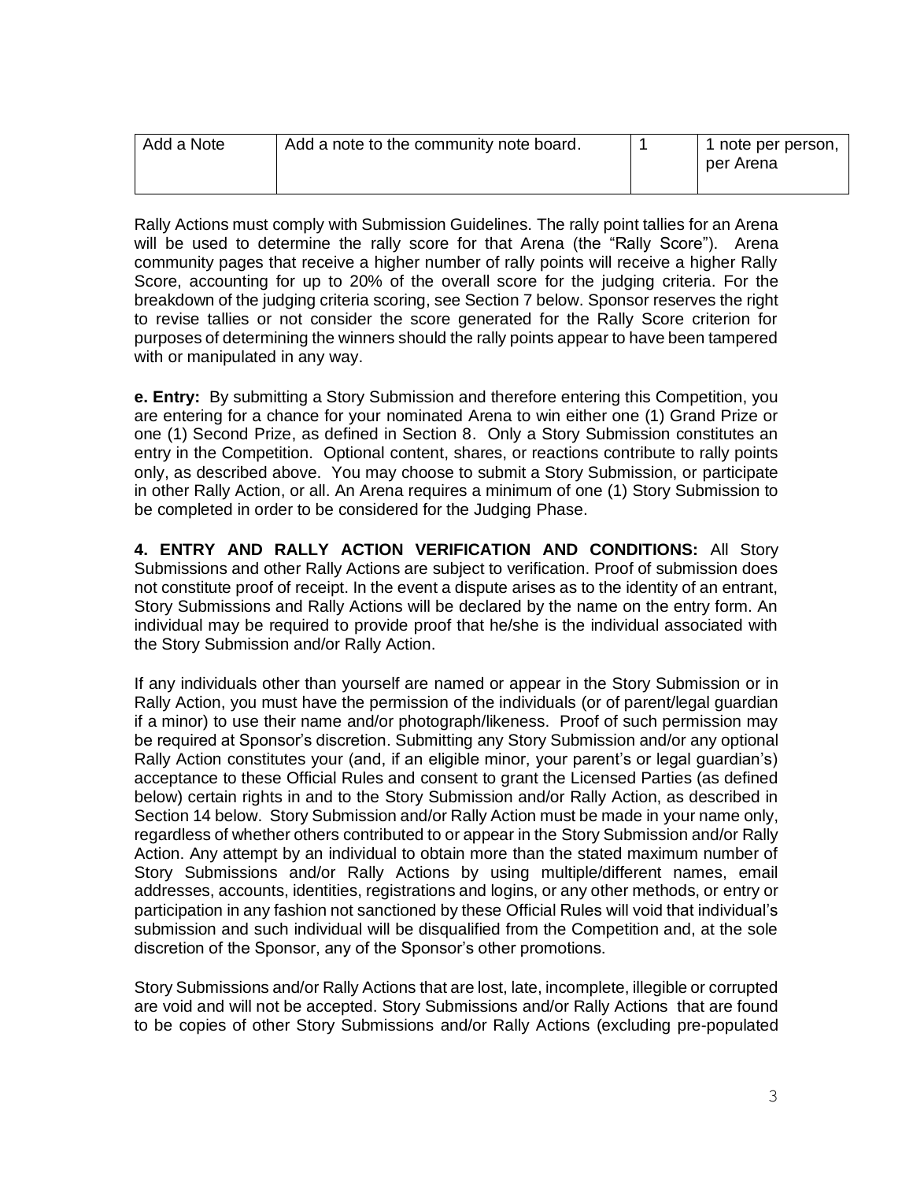| Add a Note | Add a note to the community note board. | 1 | 1 note per person, per Arena |
|---|---|---|---|

Rally Actions must comply with Submission Guidelines. The rally point tallies for an Arena will be used to determine the rally score for that Arena (the "Rally Score"). Arena community pages that receive a higher number of rally points will receive a higher Rally Score, accounting for up to 20% of the overall score for the judging criteria. For the breakdown of the judging criteria scoring, see Section 7 below. Sponsor reserves the right to revise tallies or not consider the score generated for the Rally Score criterion for purposes of determining the winners should the rally points appear to have been tampered with or manipulated in any way.

**e. Entry:** By submitting a Story Submission and therefore entering this Competition, you are entering for a chance for your nominated Arena to win either one (1) Grand Prize or one (1) Second Prize, as defined in Section 8. Only a Story Submission constitutes an entry in the Competition. Optional content, shares, or reactions contribute to rally points only, as described above. You may choose to submit a Story Submission, or participate in other Rally Action, or all. An Arena requires a minimum of one (1) Story Submission to be completed in order to be considered for the Judging Phase.

**4. ENTRY AND RALLY ACTION VERIFICATION AND CONDITIONS:** All Story Submissions and other Rally Actions are subject to verification. Proof of submission does not constitute proof of receipt. In the event a dispute arises as to the identity of an entrant, Story Submissions and Rally Actions will be declared by the name on the entry form. An individual may be required to provide proof that he/she is the individual associated with the Story Submission and/or Rally Action.

If any individuals other than yourself are named or appear in the Story Submission or in Rally Action, you must have the permission of the individuals (or of parent/legal guardian if a minor) to use their name and/or photograph/likeness. Proof of such permission may be required at Sponsor's discretion. Submitting any Story Submission and/or any optional Rally Action constitutes your (and, if an eligible minor, your parent's or legal guardian's) acceptance to these Official Rules and consent to grant the Licensed Parties (as defined below) certain rights in and to the Story Submission and/or Rally Action, as described in Section 14 below. Story Submission and/or Rally Action must be made in your name only, regardless of whether others contributed to or appear in the Story Submission and/or Rally Action. Any attempt by an individual to obtain more than the stated maximum number of Story Submissions and/or Rally Actions by using multiple/different names, email addresses, accounts, identities, registrations and logins, or any other methods, or entry or participation in any fashion not sanctioned by these Official Rules will void that individual's submission and such individual will be disqualified from the Competition and, at the sole discretion of the Sponsor, any of the Sponsor's other promotions.

Story Submissions and/or Rally Actions that are lost, late, incomplete, illegible or corrupted are void and will not be accepted. Story Submissions and/or Rally Actions that are found to be copies of other Story Submissions and/or Rally Actions (excluding pre-populated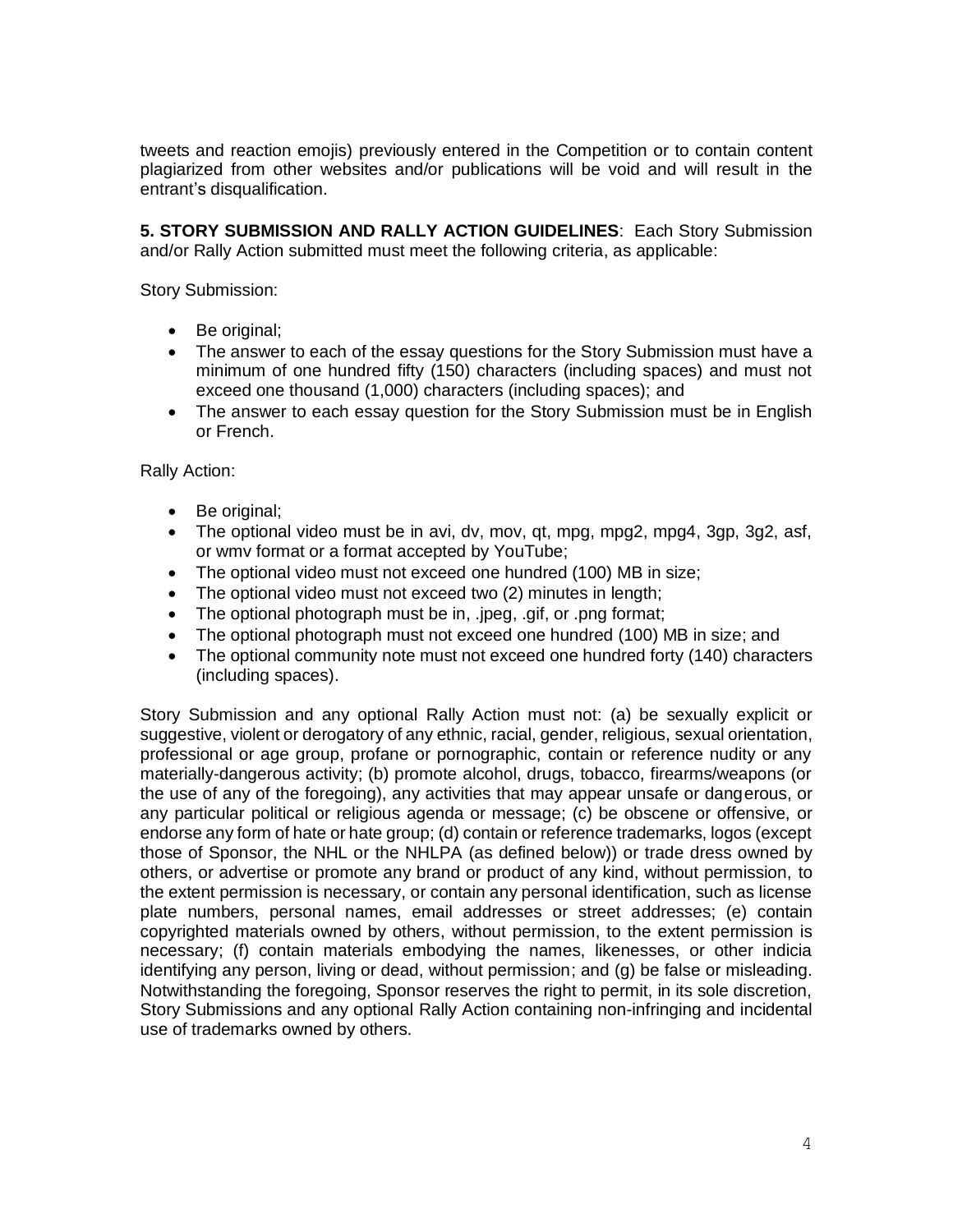tweets and reaction emojis) previously entered in the Competition or to contain content plagiarized from other websites and/or publications will be void and will result in the entrant's disqualification.

**5. STORY SUBMISSION AND RALLY ACTION GUIDELINES**: Each Story Submission and/or Rally Action submitted must meet the following criteria, as applicable:

Story Submission:

- Be original;
- The answer to each of the essay questions for the Story Submission must have a minimum of one hundred fifty (150) characters (including spaces) and must not exceed one thousand (1,000) characters (including spaces); and
- The answer to each essay question for the Story Submission must be in English or French.

Rally Action:

- Be original;
- The optional video must be in avi, dv, mov, qt, mpg, mpg2, mpg4, 3gp, 3g2, asf, or wmv format or a format accepted by YouTube;
- The optional video must not exceed one hundred (100) MB in size;
- The optional video must not exceed two (2) minutes in length;
- The optional photograph must be in, .jpeg, .gif, or .png format;
- The optional photograph must not exceed one hundred (100) MB in size; and
- The optional community note must not exceed one hundred forty (140) characters (including spaces).

Story Submission and any optional Rally Action must not: (a) be sexually explicit or suggestive, violent or derogatory of any ethnic, racial, gender, religious, sexual orientation, professional or age group, profane or pornographic, contain or reference nudity or any materially-dangerous activity; (b) promote alcohol, drugs, tobacco, firearms/weapons (or the use of any of the foregoing), any activities that may appear unsafe or dangerous, or any particular political or religious agenda or message; (c) be obscene or offensive, or endorse any form of hate or hate group; (d) contain or reference trademarks, logos (except those of Sponsor, the NHL or the NHLPA (as defined below)) or trade dress owned by others, or advertise or promote any brand or product of any kind, without permission, to the extent permission is necessary, or contain any personal identification, such as license plate numbers, personal names, email addresses or street addresses; (e) contain copyrighted materials owned by others, without permission, to the extent permission is necessary; (f) contain materials embodying the names, likenesses, or other indicia identifying any person, living or dead, without permission; and (g) be false or misleading. Notwithstanding the foregoing, Sponsor reserves the right to permit, in its sole discretion, Story Submissions and any optional Rally Action containing non-infringing and incidental use of trademarks owned by others.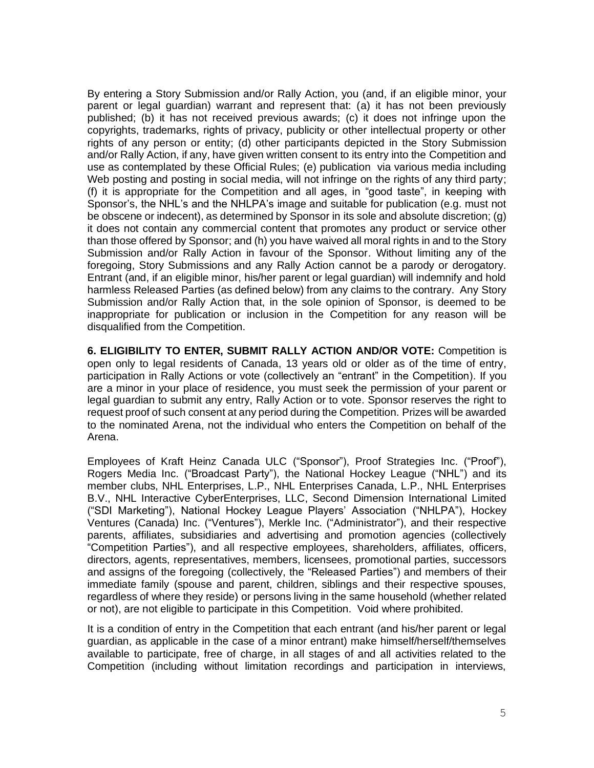By entering a Story Submission and/or Rally Action, you (and, if an eligible minor, your parent or legal guardian) warrant and represent that: (a) it has not been previously published; (b) it has not received previous awards; (c) it does not infringe upon the copyrights, trademarks, rights of privacy, publicity or other intellectual property or other rights of any person or entity; (d) other participants depicted in the Story Submission and/or Rally Action, if any, have given written consent to its entry into the Competition and use as contemplated by these Official Rules; (e) publication via various media including Web posting and posting in social media, will not infringe on the rights of any third party; (f) it is appropriate for the Competition and all ages, in "good taste", in keeping with Sponsor's, the NHL's and the NHLPA's image and suitable for publication (e.g. must not be obscene or indecent), as determined by Sponsor in its sole and absolute discretion; (g) it does not contain any commercial content that promotes any product or service other than those offered by Sponsor; and (h) you have waived all moral rights in and to the Story Submission and/or Rally Action in favour of the Sponsor. Without limiting any of the foregoing, Story Submissions and any Rally Action cannot be a parody or derogatory. Entrant (and, if an eligible minor, his/her parent or legal guardian) will indemnify and hold harmless Released Parties (as defined below) from any claims to the contrary. Any Story Submission and/or Rally Action that, in the sole opinion of Sponsor, is deemed to be inappropriate for publication or inclusion in the Competition for any reason will be disqualified from the Competition.

**6. ELIGIBILITY TO ENTER, SUBMIT RALLY ACTION AND/OR VOTE:** Competition is open only to legal residents of Canada, 13 years old or older as of the time of entry, participation in Rally Actions or vote (collectively an "entrant" in the Competition). If you are a minor in your place of residence, you must seek the permission of your parent or legal guardian to submit any entry, Rally Action or to vote. Sponsor reserves the right to request proof of such consent at any period during the Competition. Prizes will be awarded to the nominated Arena, not the individual who enters the Competition on behalf of the Arena.

Employees of Kraft Heinz Canada ULC ("Sponsor"), Proof Strategies Inc. ("Proof"), Rogers Media Inc. ("Broadcast Party"), the National Hockey League ("NHL") and its member clubs, NHL Enterprises, L.P., NHL Enterprises Canada, L.P., NHL Enterprises B.V., NHL Interactive CyberEnterprises, LLC, Second Dimension International Limited ("SDI Marketing"), National Hockey League Players' Association ("NHLPA"), Hockey Ventures (Canada) Inc. ("Ventures"), Merkle Inc. ("Administrator"), and their respective parents, affiliates, subsidiaries and advertising and promotion agencies (collectively "Competition Parties"), and all respective employees, shareholders, affiliates, officers, directors, agents, representatives, members, licensees, promotional parties, successors and assigns of the foregoing (collectively, the "Released Parties") and members of their immediate family (spouse and parent, children, siblings and their respective spouses, regardless of where they reside) or persons living in the same household (whether related or not), are not eligible to participate in this Competition. Void where prohibited.

It is a condition of entry in the Competition that each entrant (and his/her parent or legal guardian, as applicable in the case of a minor entrant) make himself/herself/themselves available to participate, free of charge, in all stages of and all activities related to the Competition (including without limitation recordings and participation in interviews,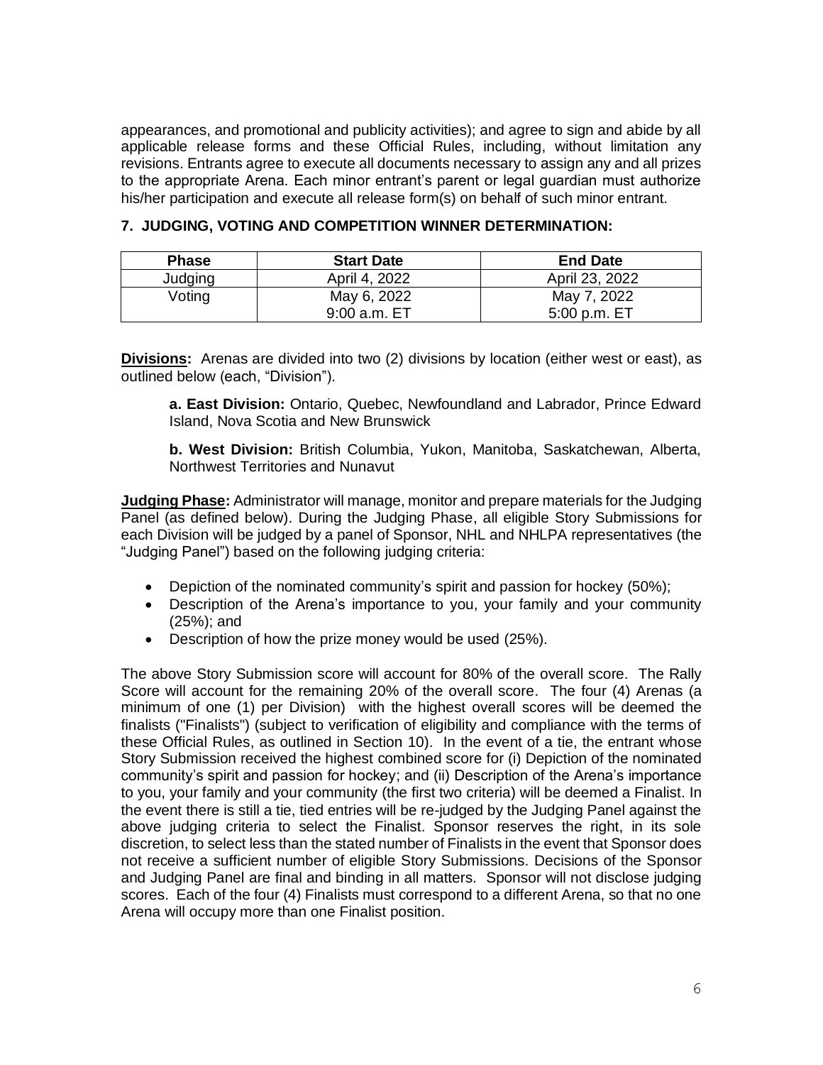appearances, and promotional and publicity activities); and agree to sign and abide by all applicable release forms and these Official Rules, including, without limitation any revisions. Entrants agree to execute all documents necessary to assign any and all prizes to the appropriate Arena. Each minor entrant's parent or legal guardian must authorize his/her participation and execute all release form(s) on behalf of such minor entrant.

## 7. JUDGING, VOTING AND COMPETITION WINNER DETERMINATION:

| Phase | Start Date | End Date |
|---|---|---|
| Judging | April 4, 2022 | April 23, 2022 |
| Voting | May 6, 2022<br>9:00 a.m. ET | May 7, 2022<br>5:00 p.m. ET |

**Divisions:** Arenas are divided into two (2) divisions by location (either west or east), as outlined below (each, "Division").

> **a. East Division:** Ontario, Quebec, Newfoundland and Labrador, Prince Edward Island, Nova Scotia and New Brunswick
>
> **b. West Division:** British Columbia, Yukon, Manitoba, Saskatchewan, Alberta, Northwest Territories and Nunavut

**Judging Phase:** Administrator will manage, monitor and prepare materials for the Judging Panel (as defined below). During the Judging Phase, all eligible Story Submissions for each Division will be judged by a panel of Sponsor, NHL and NHLPA representatives (the "Judging Panel") based on the following judging criteria:

- Depiction of the nominated community's spirit and passion for hockey (50%);
- Description of the Arena's importance to you, your family and your community (25%); and
- Description of how the prize money would be used (25%).

The above Story Submission score will account for 80% of the overall score. The Rally Score will account for the remaining 20% of the overall score. The four (4) Arenas (a minimum of one (1) per Division) with the highest overall scores will be deemed the finalists ("Finalists") (subject to verification of eligibility and compliance with the terms of these Official Rules, as outlined in Section 10). In the event of a tie, the entrant whose Story Submission received the highest combined score for (i) Depiction of the nominated community's spirit and passion for hockey; and (ii) Description of the Arena's importance to you, your family and your community (the first two criteria) will be deemed a Finalist. In the event there is still a tie, tied entries will be re-judged by the Judging Panel against the above judging criteria to select the Finalist. Sponsor reserves the right, in its sole discretion, to select less than the stated number of Finalists in the event that Sponsor does not receive a sufficient number of eligible Story Submissions. Decisions of the Sponsor and Judging Panel are final and binding in all matters. Sponsor will not disclose judging scores. Each of the four (4) Finalists must correspond to a different Arena, so that no one Arena will occupy more than one Finalist position.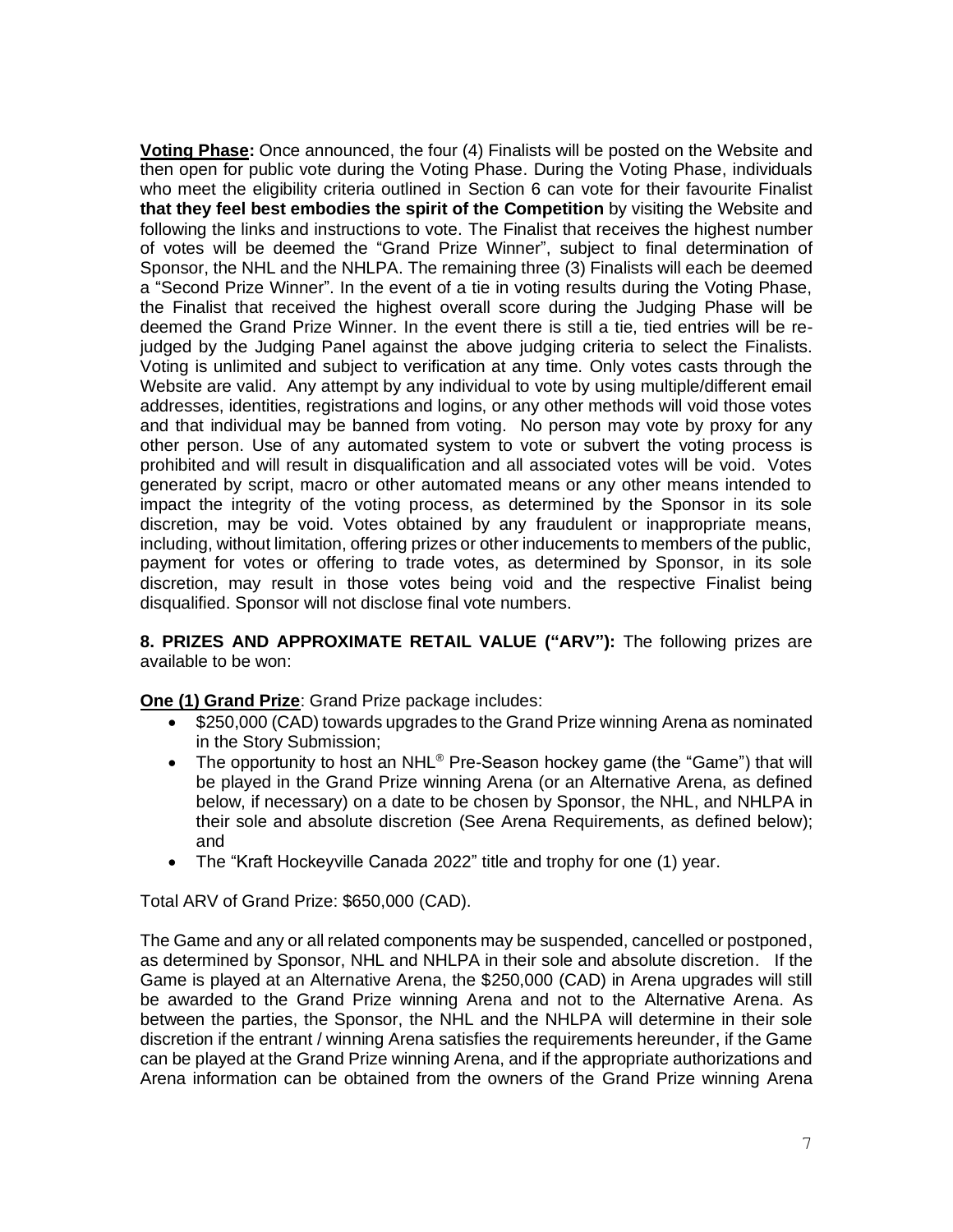**Voting Phase:** Once announced, the four (4) Finalists will be posted on the Website and then open for public vote during the Voting Phase. During the Voting Phase, individuals who meet the eligibility criteria outlined in Section 6 can vote for their favourite Finalist **that they feel best embodies the spirit of the Competition** by visiting the Website and following the links and instructions to vote. The Finalist that receives the highest number of votes will be deemed the "Grand Prize Winner", subject to final determination of Sponsor, the NHL and the NHLPA. The remaining three (3) Finalists will each be deemed a "Second Prize Winner". In the event of a tie in voting results during the Voting Phase, the Finalist that received the highest overall score during the Judging Phase will be deemed the Grand Prize Winner. In the event there is still a tie, tied entries will be re-judged by the Judging Panel against the above judging criteria to select the Finalists. Voting is unlimited and subject to verification at any time. Only votes casts through the Website are valid. Any attempt by any individual to vote by using multiple/different email addresses, identities, registrations and logins, or any other methods will void those votes and that individual may be banned from voting. No person may vote by proxy for any other person. Use of any automated system to vote or subvert the voting process is prohibited and will result in disqualification and all associated votes will be void. Votes generated by script, macro or other automated means or any other means intended to impact the integrity of the voting process, as determined by the Sponsor in its sole discretion, may be void. Votes obtained by any fraudulent or inappropriate means, including, without limitation, offering prizes or other inducements to members of the public, payment for votes or offering to trade votes, as determined by Sponsor, in its sole discretion, may result in those votes being void and the respective Finalist being disqualified. Sponsor will not disclose final vote numbers.

**8. PRIZES AND APPROXIMATE RETAIL VALUE ("ARV"):** The following prizes are available to be won:

**One (1) Grand Prize**: Grand Prize package includes:

- $250,000 (CAD) towards upgrades to the Grand Prize winning Arena as nominated in the Story Submission;
- The opportunity to host an NHL® Pre-Season hockey game (the "Game") that will be played in the Grand Prize winning Arena (or an Alternative Arena, as defined below, if necessary) on a date to be chosen by Sponsor, the NHL, and NHLPA in their sole and absolute discretion (See Arena Requirements, as defined below); and
- The "Kraft Hockeyville Canada 2022" title and trophy for one (1) year.

Total ARV of Grand Prize: $650,000 (CAD).

The Game and any or all related components may be suspended, cancelled or postponed, as determined by Sponsor, NHL and NHLPA in their sole and absolute discretion. If the Game is played at an Alternative Arena, the $250,000 (CAD) in Arena upgrades will still be awarded to the Grand Prize winning Arena and not to the Alternative Arena. As between the parties, the Sponsor, the NHL and the NHLPA will determine in their sole discretion if the entrant / winning Arena satisfies the requirements hereunder, if the Game can be played at the Grand Prize winning Arena, and if the appropriate authorizations and Arena information can be obtained from the owners of the Grand Prize winning Arena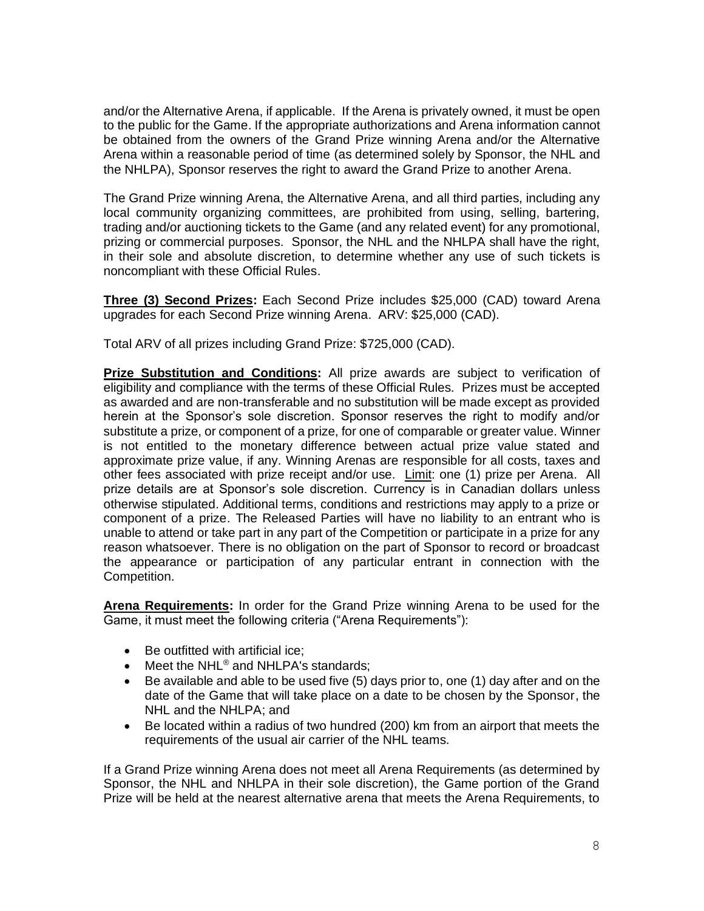and/or the Alternative Arena, if applicable. If the Arena is privately owned, it must be open to the public for the Game. If the appropriate authorizations and Arena information cannot be obtained from the owners of the Grand Prize winning Arena and/or the Alternative Arena within a reasonable period of time (as determined solely by Sponsor, the NHL and the NHLPA), Sponsor reserves the right to award the Grand Prize to another Arena.

The Grand Prize winning Arena, the Alternative Arena, and all third parties, including any local community organizing committees, are prohibited from using, selling, bartering, trading and/or auctioning tickets to the Game (and any related event) for any promotional, prizing or commercial purposes. Sponsor, the NHL and the NHLPA shall have the right, in their sole and absolute discretion, to determine whether any use of such tickets is noncompliant with these Official Rules.

**Three (3) Second Prizes:** Each Second Prize includes $25,000 (CAD) toward Arena upgrades for each Second Prize winning Arena. ARV: $25,000 (CAD).

Total ARV of all prizes including Grand Prize: $725,000 (CAD).

**Prize Substitution and Conditions:** All prize awards are subject to verification of eligibility and compliance with the terms of these Official Rules. Prizes must be accepted as awarded and are non-transferable and no substitution will be made except as provided herein at the Sponsor's sole discretion. Sponsor reserves the right to modify and/or substitute a prize, or component of a prize, for one of comparable or greater value. Winner is not entitled to the monetary difference between actual prize value stated and approximate prize value, if any. Winning Arenas are responsible for all costs, taxes and other fees associated with prize receipt and/or use. Limit: one (1) prize per Arena. All prize details are at Sponsor's sole discretion. Currency is in Canadian dollars unless otherwise stipulated. Additional terms, conditions and restrictions may apply to a prize or component of a prize. The Released Parties will have no liability to an entrant who is unable to attend or take part in any part of the Competition or participate in a prize for any reason whatsoever. There is no obligation on the part of Sponsor to record or broadcast the appearance or participation of any particular entrant in connection with the Competition.

**Arena Requirements:** In order for the Grand Prize winning Arena to be used for the Game, it must meet the following criteria ("Arena Requirements"):

- Be outfitted with artificial ice;
- Meet the NHL® and NHLPA's standards;
- Be available and able to be used five (5) days prior to, one (1) day after and on the date of the Game that will take place on a date to be chosen by the Sponsor, the NHL and the NHLPA; and
- Be located within a radius of two hundred (200) km from an airport that meets the requirements of the usual air carrier of the NHL teams.

If a Grand Prize winning Arena does not meet all Arena Requirements (as determined by Sponsor, the NHL and NHLPA in their sole discretion), the Game portion of the Grand Prize will be held at the nearest alternative arena that meets the Arena Requirements, to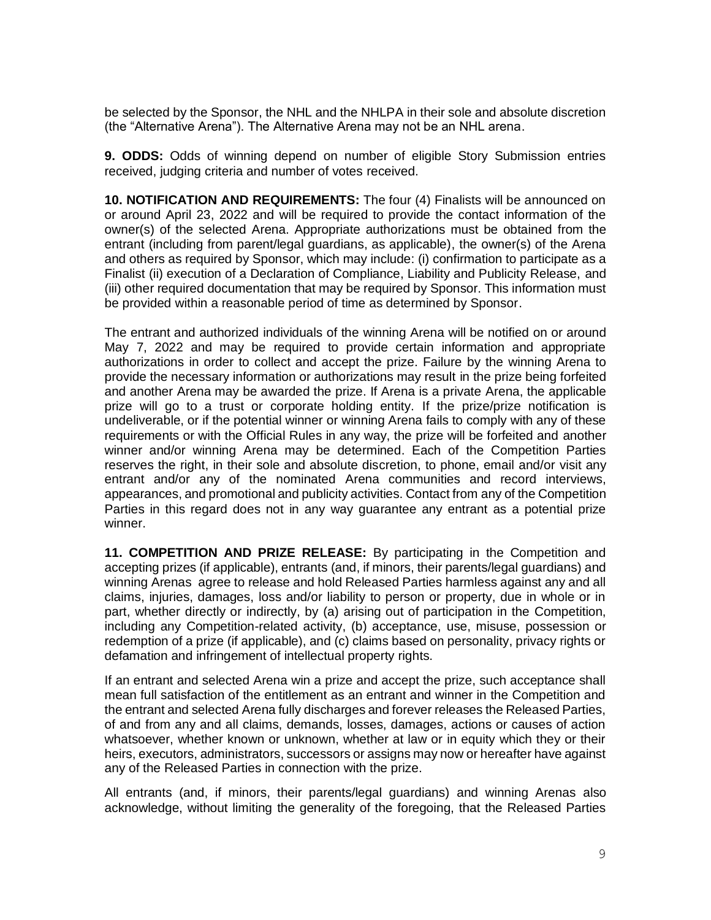be selected by the Sponsor, the NHL and the NHLPA in their sole and absolute discretion (the "Alternative Arena"). The Alternative Arena may not be an NHL arena.

**9. ODDS:** Odds of winning depend on number of eligible Story Submission entries received, judging criteria and number of votes received.

**10. NOTIFICATION AND REQUIREMENTS:** The four (4) Finalists will be announced on or around April 23, 2022 and will be required to provide the contact information of the owner(s) of the selected Arena. Appropriate authorizations must be obtained from the entrant (including from parent/legal guardians, as applicable), the owner(s) of the Arena and others as required by Sponsor, which may include: (i) confirmation to participate as a Finalist (ii) execution of a Declaration of Compliance, Liability and Publicity Release, and (iii) other required documentation that may be required by Sponsor. This information must be provided within a reasonable period of time as determined by Sponsor.

The entrant and authorized individuals of the winning Arena will be notified on or around May 7, 2022 and may be required to provide certain information and appropriate authorizations in order to collect and accept the prize. Failure by the winning Arena to provide the necessary information or authorizations may result in the prize being forfeited and another Arena may be awarded the prize. If Arena is a private Arena, the applicable prize will go to a trust or corporate holding entity. If the prize/prize notification is undeliverable, or if the potential winner or winning Arena fails to comply with any of these requirements or with the Official Rules in any way, the prize will be forfeited and another winner and/or winning Arena may be determined. Each of the Competition Parties reserves the right, in their sole and absolute discretion, to phone, email and/or visit any entrant and/or any of the nominated Arena communities and record interviews, appearances, and promotional and publicity activities. Contact from any of the Competition Parties in this regard does not in any way guarantee any entrant as a potential prize winner.

**11. COMPETITION AND PRIZE RELEASE:** By participating in the Competition and accepting prizes (if applicable), entrants (and, if minors, their parents/legal guardians) and winning Arenas agree to release and hold Released Parties harmless against any and all claims, injuries, damages, loss and/or liability to person or property, due in whole or in part, whether directly or indirectly, by (a) arising out of participation in the Competition, including any Competition-related activity, (b) acceptance, use, misuse, possession or redemption of a prize (if applicable), and (c) claims based on personality, privacy rights or defamation and infringement of intellectual property rights.

If an entrant and selected Arena win a prize and accept the prize, such acceptance shall mean full satisfaction of the entitlement as an entrant and winner in the Competition and the entrant and selected Arena fully discharges and forever releases the Released Parties, of and from any and all claims, demands, losses, damages, actions or causes of action whatsoever, whether known or unknown, whether at law or in equity which they or their heirs, executors, administrators, successors or assigns may now or hereafter have against any of the Released Parties in connection with the prize.

All entrants (and, if minors, their parents/legal guardians) and winning Arenas also acknowledge, without limiting the generality of the foregoing, that the Released Parties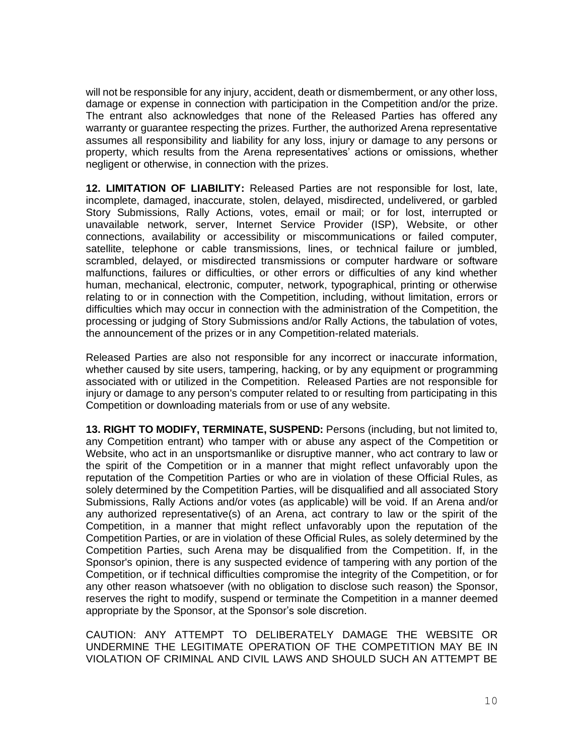will not be responsible for any injury, accident, death or dismemberment, or any other loss, damage or expense in connection with participation in the Competition and/or the prize. The entrant also acknowledges that none of the Released Parties has offered any warranty or guarantee respecting the prizes. Further, the authorized Arena representative assumes all responsibility and liability for any loss, injury or damage to any persons or property, which results from the Arena representatives' actions or omissions, whether negligent or otherwise, in connection with the prizes.

**12. LIMITATION OF LIABILITY:** Released Parties are not responsible for lost, late, incomplete, damaged, inaccurate, stolen, delayed, misdirected, undelivered, or garbled Story Submissions, Rally Actions, votes, email or mail; or for lost, interrupted or unavailable network, server, Internet Service Provider (ISP), Website, or other connections, availability or accessibility or miscommunications or failed computer, satellite, telephone or cable transmissions, lines, or technical failure or jumbled, scrambled, delayed, or misdirected transmissions or computer hardware or software malfunctions, failures or difficulties, or other errors or difficulties of any kind whether human, mechanical, electronic, computer, network, typographical, printing or otherwise relating to or in connection with the Competition, including, without limitation, errors or difficulties which may occur in connection with the administration of the Competition, the processing or judging of Story Submissions and/or Rally Actions, the tabulation of votes, the announcement of the prizes or in any Competition-related materials.

Released Parties are also not responsible for any incorrect or inaccurate information, whether caused by site users, tampering, hacking, or by any equipment or programming associated with or utilized in the Competition. Released Parties are not responsible for injury or damage to any person's computer related to or resulting from participating in this Competition or downloading materials from or use of any website.

**13. RIGHT TO MODIFY, TERMINATE, SUSPEND:** Persons (including, but not limited to, any Competition entrant) who tamper with or abuse any aspect of the Competition or Website, who act in an unsportsmanlike or disruptive manner, who act contrary to law or the spirit of the Competition or in a manner that might reflect unfavorably upon the reputation of the Competition Parties or who are in violation of these Official Rules, as solely determined by the Competition Parties, will be disqualified and all associated Story Submissions, Rally Actions and/or votes (as applicable) will be void. If an Arena and/or any authorized representative(s) of an Arena, act contrary to law or the spirit of the Competition, in a manner that might reflect unfavorably upon the reputation of the Competition Parties, or are in violation of these Official Rules, as solely determined by the Competition Parties, such Arena may be disqualified from the Competition. If, in the Sponsor's opinion, there is any suspected evidence of tampering with any portion of the Competition, or if technical difficulties compromise the integrity of the Competition, or for any other reason whatsoever (with no obligation to disclose such reason) the Sponsor, reserves the right to modify, suspend or terminate the Competition in a manner deemed appropriate by the Sponsor, at the Sponsor's sole discretion.

CAUTION: ANY ATTEMPT TO DELIBERATELY DAMAGE THE WEBSITE OR UNDERMINE THE LEGITIMATE OPERATION OF THE COMPETITION MAY BE IN VIOLATION OF CRIMINAL AND CIVIL LAWS AND SHOULD SUCH AN ATTEMPT BE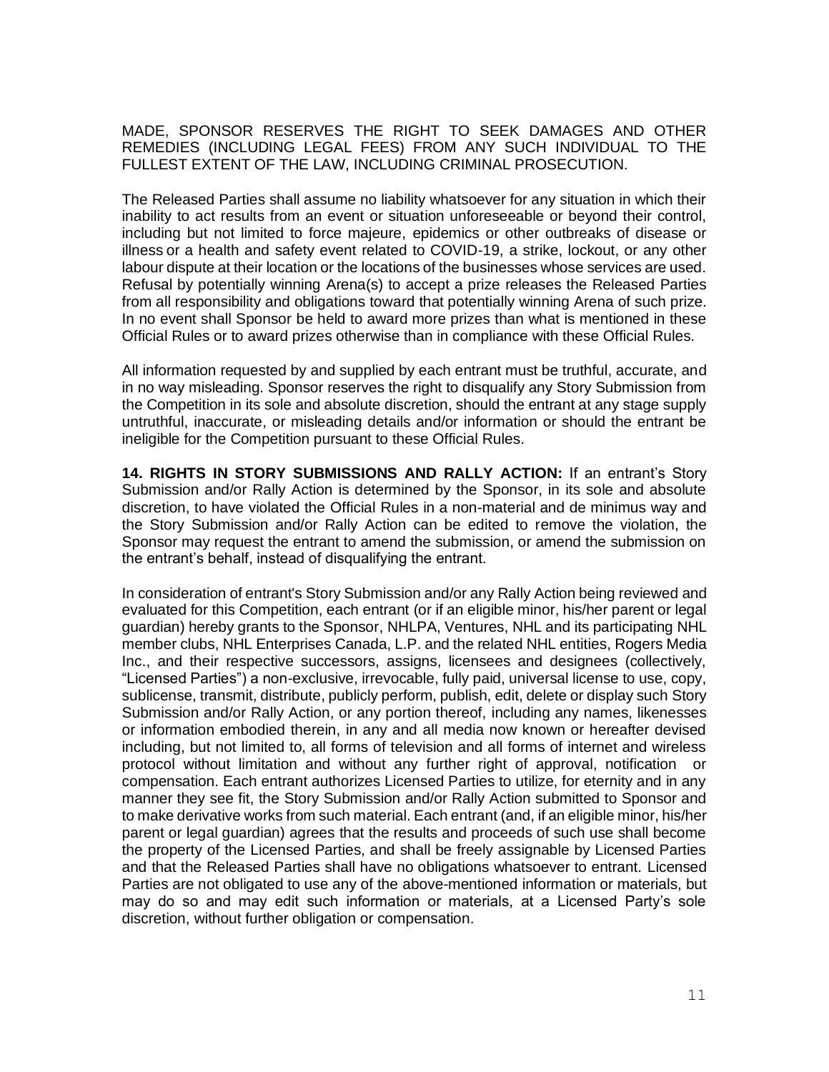MADE, SPONSOR RESERVES THE RIGHT TO SEEK DAMAGES AND OTHER REMEDIES (INCLUDING LEGAL FEES) FROM ANY SUCH INDIVIDUAL TO THE FULLEST EXTENT OF THE LAW, INCLUDING CRIMINAL PROSECUTION.

The Released Parties shall assume no liability whatsoever for any situation in which their inability to act results from an event or situation unforeseeable or beyond their control, including but not limited to force majeure, epidemics or other outbreaks of disease or illness or a health and safety event related to COVID-19, a strike, lockout, or any other labour dispute at their location or the locations of the businesses whose services are used. Refusal by potentially winning Arena(s) to accept a prize releases the Released Parties from all responsibility and obligations toward that potentially winning Arena of such prize. In no event shall Sponsor be held to award more prizes than what is mentioned in these Official Rules or to award prizes otherwise than in compliance with these Official Rules.

All information requested by and supplied by each entrant must be truthful, accurate, and in no way misleading. Sponsor reserves the right to disqualify any Story Submission from the Competition in its sole and absolute discretion, should the entrant at any stage supply untruthful, inaccurate, or misleading details and/or information or should the entrant be ineligible for the Competition pursuant to these Official Rules.

**14. RIGHTS IN STORY SUBMISSIONS AND RALLY ACTION:** If an entrant's Story Submission and/or Rally Action is determined by the Sponsor, in its sole and absolute discretion, to have violated the Official Rules in a non-material and de minimus way and the Story Submission and/or Rally Action can be edited to remove the violation, the Sponsor may request the entrant to amend the submission, or amend the submission on the entrant's behalf, instead of disqualifying the entrant.

In consideration of entrant's Story Submission and/or any Rally Action being reviewed and evaluated for this Competition, each entrant (or if an eligible minor, his/her parent or legal guardian) hereby grants to the Sponsor, NHLPA, Ventures, NHL and its participating NHL member clubs, NHL Enterprises Canada, L.P. and the related NHL entities, Rogers Media Inc., and their respective successors, assigns, licensees and designees (collectively, "Licensed Parties") a non-exclusive, irrevocable, fully paid, universal license to use, copy, sublicense, transmit, distribute, publicly perform, publish, edit, delete or display such Story Submission and/or Rally Action, or any portion thereof, including any names, likenesses or information embodied therein, in any and all media now known or hereafter devised including, but not limited to, all forms of television and all forms of internet and wireless protocol without limitation and without any further right of approval, notification or compensation. Each entrant authorizes Licensed Parties to utilize, for eternity and in any manner they see fit, the Story Submission and/or Rally Action submitted to Sponsor and to make derivative works from such material. Each entrant (and, if an eligible minor, his/her parent or legal guardian) agrees that the results and proceeds of such use shall become the property of the Licensed Parties, and shall be freely assignable by Licensed Parties and that the Released Parties shall have no obligations whatsoever to entrant. Licensed Parties are not obligated to use any of the above-mentioned information or materials, but may do so and may edit such information or materials, at a Licensed Party's sole discretion, without further obligation or compensation.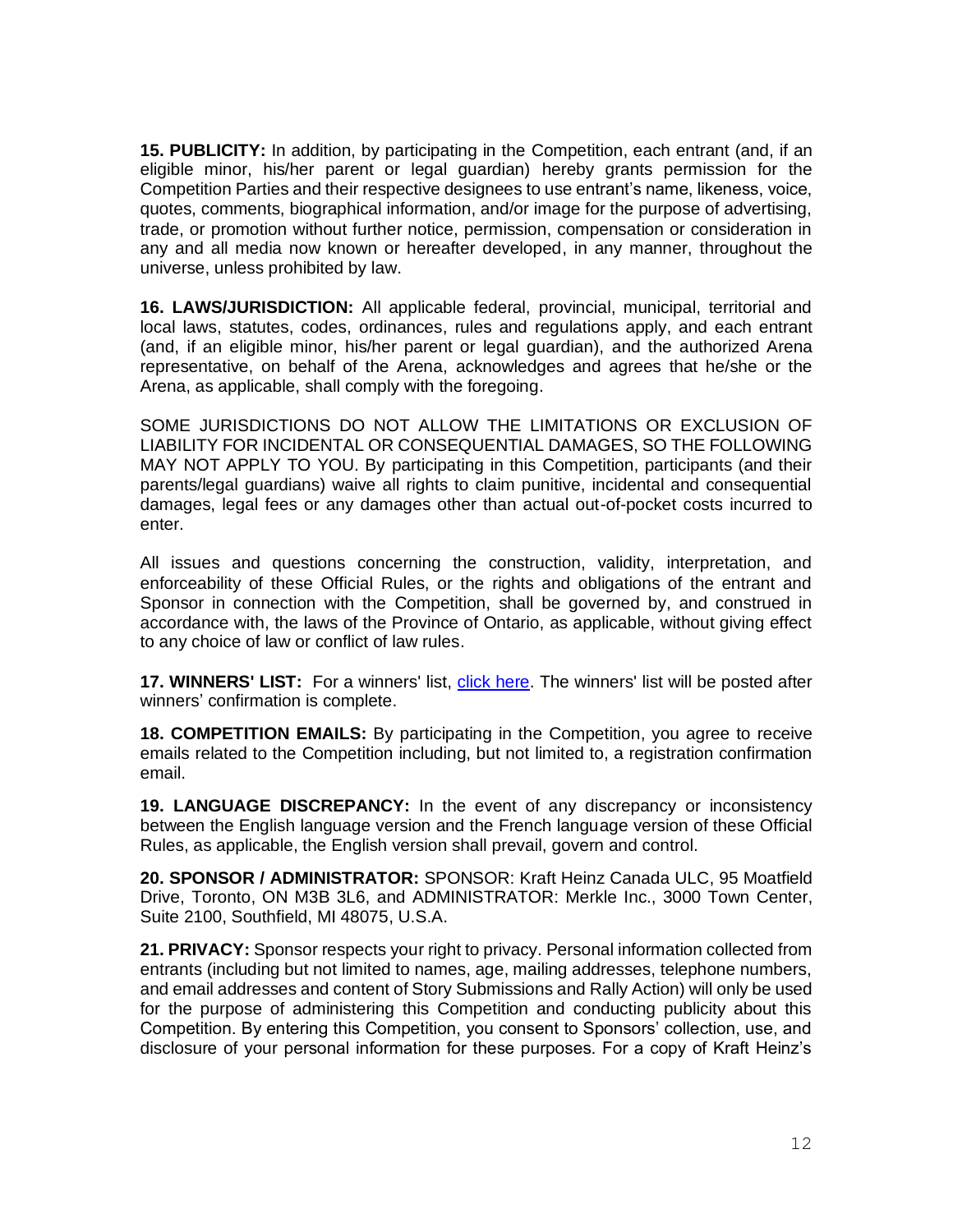**15. PUBLICITY:** In addition, by participating in the Competition, each entrant (and, if an eligible minor, his/her parent or legal guardian) hereby grants permission for the Competition Parties and their respective designees to use entrant's name, likeness, voice, quotes, comments, biographical information, and/or image for the purpose of advertising, trade, or promotion without further notice, permission, compensation or consideration in any and all media now known or hereafter developed, in any manner, throughout the universe, unless prohibited by law.

**16. LAWS/JURISDICTION:** All applicable federal, provincial, municipal, territorial and local laws, statutes, codes, ordinances, rules and regulations apply, and each entrant (and, if an eligible minor, his/her parent or legal guardian), and the authorized Arena representative, on behalf of the Arena, acknowledges and agrees that he/she or the Arena, as applicable, shall comply with the foregoing.

SOME JURISDICTIONS DO NOT ALLOW THE LIMITATIONS OR EXCLUSION OF LIABILITY FOR INCIDENTAL OR CONSEQUENTIAL DAMAGES, SO THE FOLLOWING MAY NOT APPLY TO YOU. By participating in this Competition, participants (and their parents/legal guardians) waive all rights to claim punitive, incidental and consequential damages, legal fees or any damages other than actual out-of-pocket costs incurred to enter.

All issues and questions concerning the construction, validity, interpretation, and enforceability of these Official Rules, or the rights and obligations of the entrant and Sponsor in connection with the Competition, shall be governed by, and construed in accordance with, the laws of the Province of Ontario, as applicable, without giving effect to any choice of law or conflict of law rules.

**17. WINNERS' LIST:** For a winners' list, click here. The winners' list will be posted after winners' confirmation is complete.

**18. COMPETITION EMAILS:** By participating in the Competition, you agree to receive emails related to the Competition including, but not limited to, a registration confirmation email.

**19. LANGUAGE DISCREPANCY:** In the event of any discrepancy or inconsistency between the English language version and the French language version of these Official Rules, as applicable, the English version shall prevail, govern and control.

**20. SPONSOR / ADMINISTRATOR:** SPONSOR: Kraft Heinz Canada ULC, 95 Moatfield Drive, Toronto, ON M3B 3L6, and ADMINISTRATOR: Merkle Inc., 3000 Town Center, Suite 2100, Southfield, MI 48075, U.S.A.

**21. PRIVACY:** Sponsor respects your right to privacy. Personal information collected from entrants (including but not limited to names, age, mailing addresses, telephone numbers, and email addresses and content of Story Submissions and Rally Action) will only be used for the purpose of administering this Competition and conducting publicity about this Competition. By entering this Competition, you consent to Sponsors' collection, use, and disclosure of your personal information for these purposes. For a copy of Kraft Heinz's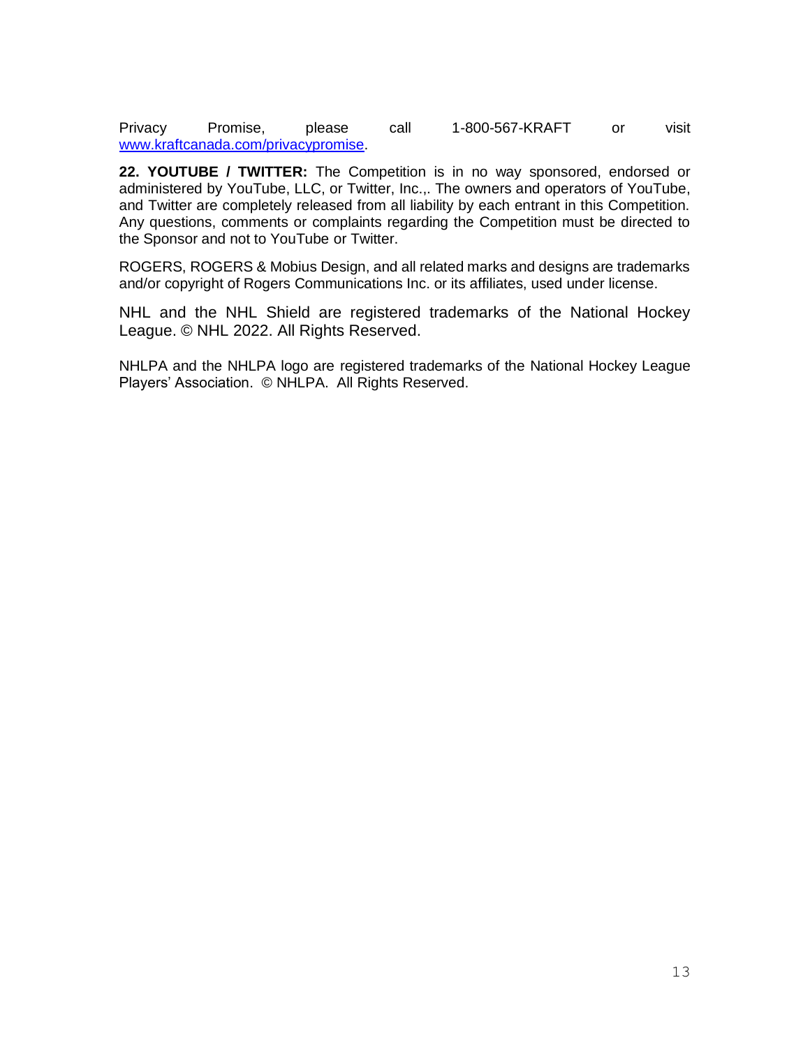Privacy Promise, please call 1-800-567-KRAFT or visit www.kraftcanada.com/privacypromise.

**22. YOUTUBE / TWITTER:** The Competition is in no way sponsored, endorsed or administered by YouTube, LLC, or Twitter, Inc.,. The owners and operators of YouTube, and Twitter are completely released from all liability by each entrant in this Competition. Any questions, comments or complaints regarding the Competition must be directed to the Sponsor and not to YouTube or Twitter.

ROGERS, ROGERS & Mobius Design, and all related marks and designs are trademarks and/or copyright of Rogers Communications Inc. or its affiliates, used under license.

NHL and the NHL Shield are registered trademarks of the National Hockey League. © NHL 2022. All Rights Reserved.

NHLPA and the NHLPA logo are registered trademarks of the National Hockey League Players' Association. © NHLPA. All Rights Reserved.